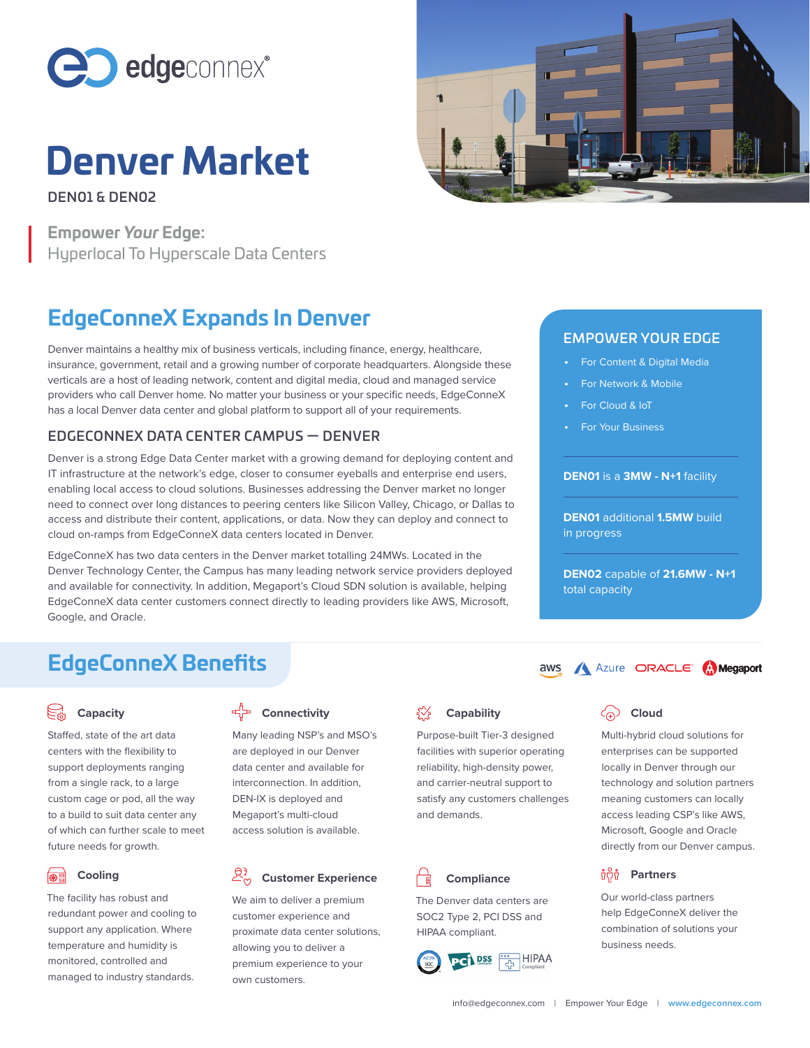edgeconnex®

# Denver Market

DEN01 & DEN02

**Empower *Your* Edge:**
Hyperlocal To Hyperscale Data Centers

## EdgeConneX Expands In Denver

Denver maintains a healthy mix of business verticals, including finance, energy, healthcare, insurance, government, retail and a growing number of corporate headquarters. Alongside these verticals are a host of leading network, content and digital media, cloud and managed service providers who call Denver home. No matter your business or your specific needs, EdgeConneX has a local Denver data center and global platform to support all of your requirements.

### EDGECONNEX DATA CENTER CAMPUS — DENVER

Denver is a strong Edge Data Center market with a growing demand for deploying content and IT infrastructure at the network's edge, closer to consumer eyeballs and enterprise end users, enabling local access to cloud solutions. Businesses addressing the Denver market no longer need to connect over long distances to peering centers like Silicon Valley, Chicago, or Dallas to access and distribute their content, applications, or data. Now they can deploy and connect to cloud on-ramps from EdgeConneX data centers located in Denver.

EdgeConneX has two data centers in the Denver market totalling 24MWs. Located in the Denver Technology Center, the Campus has many leading network service providers deployed and available for connectivity. In addition, Megaport's Cloud SDN solution is available, helping EdgeConneX data center customers connect directly to leading providers like AWS, Microsoft, Google, and Oracle.

### EMPOWER YOUR EDGE

- For Content & Digital Media
- For Network & Mobile
- For Cloud & IoT
- For Your Business

**DEN01** is a **3MW - N+1** facility

**DEN01** additional **1.5MW** build in progress

**DEN02** capable of **21.6MW - N+1** total capacity

## EdgeConneX Benefits

aws | Azure | ORACLE | Megaport

### Capacity

Staffed, state of the art data centers with the flexibility to support deployments ranging from a single rack, to a large custom cage or pod, all the way to a build to suit data center any of which can further scale to meet future needs for growth.

### Connectivity

Many leading NSP's and MSO's are deployed in our Denver data center and available for interconnection. In addition, DEN-IX is deployed and Megaport's multi-cloud access solution is available.

### Capability

Purpose-built Tier-3 designed facilities with superior operating reliability, high-density power, and carrier-neutral support to satisfy any customers challenges and demands.

### Cloud

Multi-hybrid cloud solutions for enterprises can be supported locally in Denver through our technology and solution partners meaning customers can locally access leading CSP's like AWS, Microsoft, Google and Oracle directly from our Denver campus.

### Cooling

The facility has robust and redundant power and cooling to support any application. Where temperature and humidity is monitored, controlled and managed to industry standards.

### Customer Experience

We aim to deliver a premium customer experience and proximate data center solutions, allowing you to deliver a premium experience to your own customers.

### Compliance

The Denver data centers are SOC2 Type 2, PCI DSS and HIPAA compliant.

### Partners

Our world-class partners help EdgeConneX deliver the combination of solutions your business needs.

info@edgeconnex.com | Empower Your Edge | www.edgeconnex.com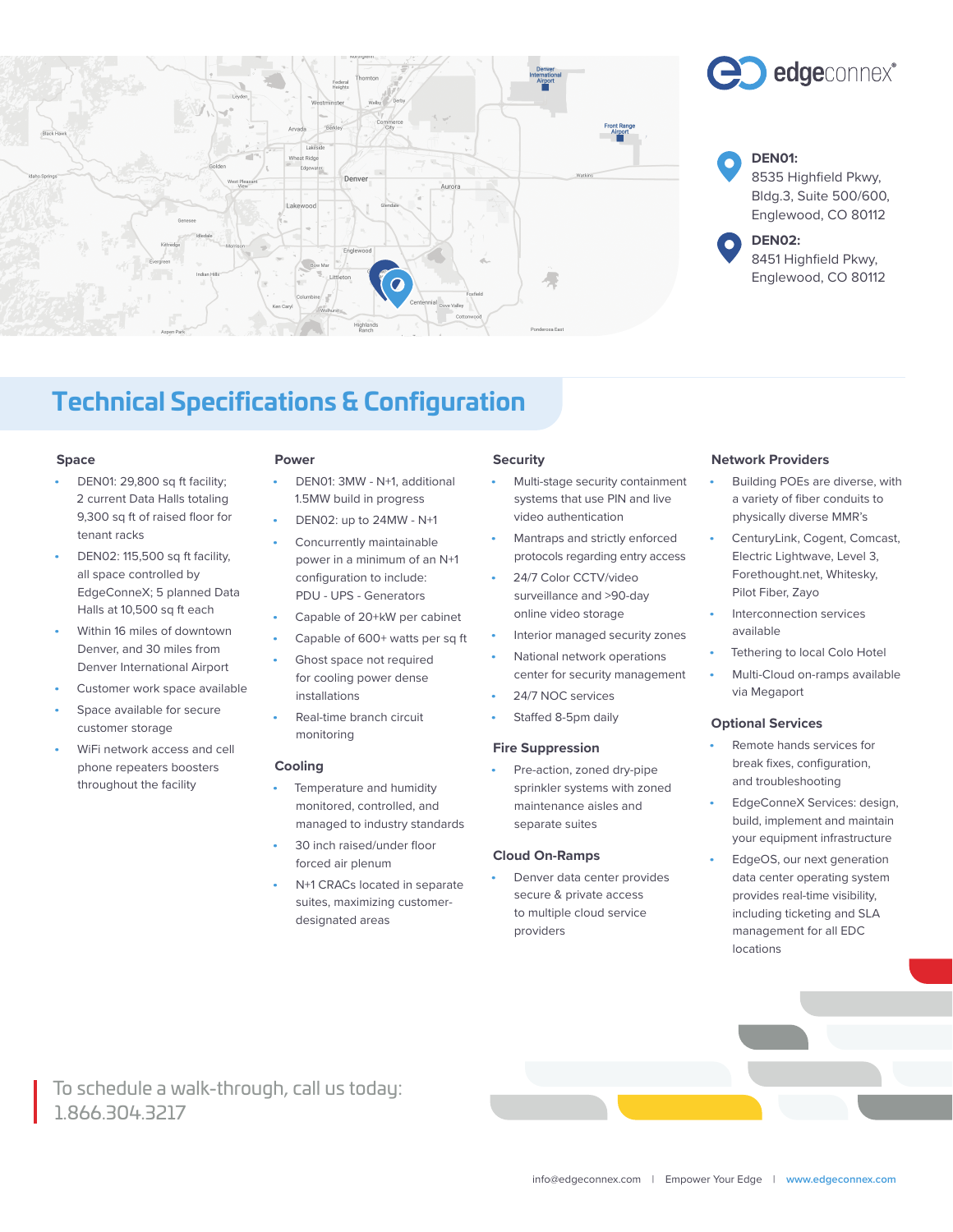edgeconnex®

**DEN01:**
8535 Highfield Pkwy, Bldg.3, Suite 500/600, Englewood, CO 80112

**DEN02:**
8451 Highfield Pkwy, Englewood, CO 80112

# Technical Specifications & Configuration

### Space

- DEN01: 29,800 sq ft facility; 2 current Data Halls totaling 9,300 sq ft of raised floor for tenant racks
- DEN02: 115,500 sq ft facility, all space controlled by EdgeConneX; 5 planned Data Halls at 10,500 sq ft each
- Within 16 miles of downtown Denver, and 30 miles from Denver International Airport
- Customer work space available
- Space available for secure customer storage
- WiFi network access and cell phone repeaters boosters throughout the facility

### Power

- DEN01: 3MW - N+1, additional 1.5MW build in progress
- DEN02: up to 24MW - N+1
- Concurrently maintainable power in a minimum of an N+1 configuration to include: PDU - UPS - Generators
- Capable of 20+kW per cabinet
- Capable of 600+ watts per sq ft
- Ghost space not required for cooling power dense installations
- Real-time branch circuit monitoring

### Cooling

- Temperature and humidity monitored, controlled, and managed to industry standards
- 30 inch raised/under floor forced air plenum
- N+1 CRACs located in separate suites, maximizing customer-designated areas

### Security

- Multi-stage security containment systems that use PIN and live video authentication
- Mantraps and strictly enforced protocols regarding entry access
- 24/7 Color CCTV/video surveillance and >90-day online video storage
- Interior managed security zones
- National network operations center for security management
- 24/7 NOC services
- Staffed 8-5pm daily

### Fire Suppression

- Pre-action, zoned dry-pipe sprinkler systems with zoned maintenance aisles and separate suites

### Cloud On-Ramps

- Denver data center provides secure & private access to multiple cloud service providers

### Network Providers

- Building POEs are diverse, with a variety of fiber conduits to physically diverse MMR's
- CenturyLink, Cogent, Comcast, Electric Lightwave, Level 3, Forethought.net, Whitesky, Pilot Fiber, Zayo
- Interconnection services available
- Tethering to local Colo Hotel
- Multi-Cloud on-ramps available via Megaport

### Optional Services

- Remote hands services for break fixes, configuration, and troubleshooting
- EdgeConneX Services: design, build, implement and maintain your equipment infrastructure
- EdgeOS, our next generation data center operating system provides real-time visibility, including ticketing and SLA management for all EDC locations

To schedule a walk-through, call us today: 1.866.304.3217

info@edgeconnex.com | Empower Your Edge | www.edgeconnex.com